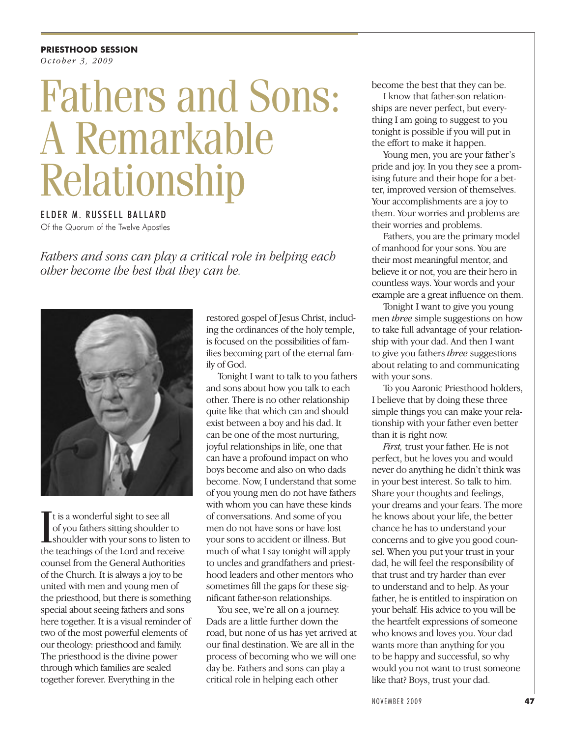**PRIESTHOOD SESSION**
*October 3, 2009*

# Fathers and Sons: A Remarkable Relationship

ELDER M. RUSSELL BALLARD
Of the Quorum of the Twelve Apostles

*Fathers and sons can play a critical role in helping each other become the best that they can be.*

It is a wonderful sight to see all of you fathers sitting shoulder to shoulder with your sons to listen to the teachings of the Lord and receive counsel from the General Authorities of the Church. It is always a joy to be united with men and young men of the priesthood, but there is something special about seeing fathers and sons here together. It is a visual reminder of two of the most powerful elements of our theology: priesthood and family. The priesthood is the divine power through which families are sealed together forever. Everything in the restored gospel of Jesus Christ, including the ordinances of the holy temple, is focused on the possibilities of families becoming part of the eternal family of God.

Tonight I want to talk to you fathers and sons about how you talk to each other. There is no other relationship quite like that which can and should exist between a boy and his dad. It can be one of the most nurturing, joyful relationships in life, one that can have a profound impact on who boys become and also on who dads become. Now, I understand that some of you young men do not have fathers with whom you can have these kinds of conversations. And some of you men do not have sons or have lost your sons to accident or illness. But much of what I say tonight will apply to uncles and grandfathers and priesthood leaders and other mentors who sometimes fill the gaps for these significant father-son relationships.

You see, we're all on a journey. Dads are a little further down the road, but none of us has yet arrived at our final destination. We are all in the process of becoming who we will one day be. Fathers and sons can play a critical role in helping each other become the best that they can be.

I know that father-son relationships are never perfect, but everything I am going to suggest to you tonight is possible if you will put in the effort to make it happen.

Young men, you are your father's pride and joy. In you they see a promising future and their hope for a better, improved version of themselves. Your accomplishments are a joy to them. Your worries and problems are their worries and problems.

Fathers, you are the primary model of manhood for your sons. You are their most meaningful mentor, and believe it or not, you are their hero in countless ways. Your words and your example are a great influence on them.

Tonight I want to give you young men *three* simple suggestions on how to take full advantage of your relationship with your dad. And then I want to give you fathers *three* suggestions about relating to and communicating with your sons.

To you Aaronic Priesthood holders, I believe that by doing these three simple things you can make your relationship with your father even better than it is right now.

*First,* trust your father. He is not perfect, but he loves you and would never do anything he didn't think was in your best interest. So talk to him. Share your thoughts and feelings, your dreams and your fears. The more he knows about your life, the better chance he has to understand your concerns and to give you good counsel. When you put your trust in your dad, he will feel the responsibility of that trust and try harder than ever to understand and to help. As your father, he is entitled to inspiration on your behalf. His advice to you will be the heartfelt expressions of someone who knows and loves you. Your dad wants more than anything for you to be happy and successful, so why would you not want to trust someone like that? Boys, trust your dad.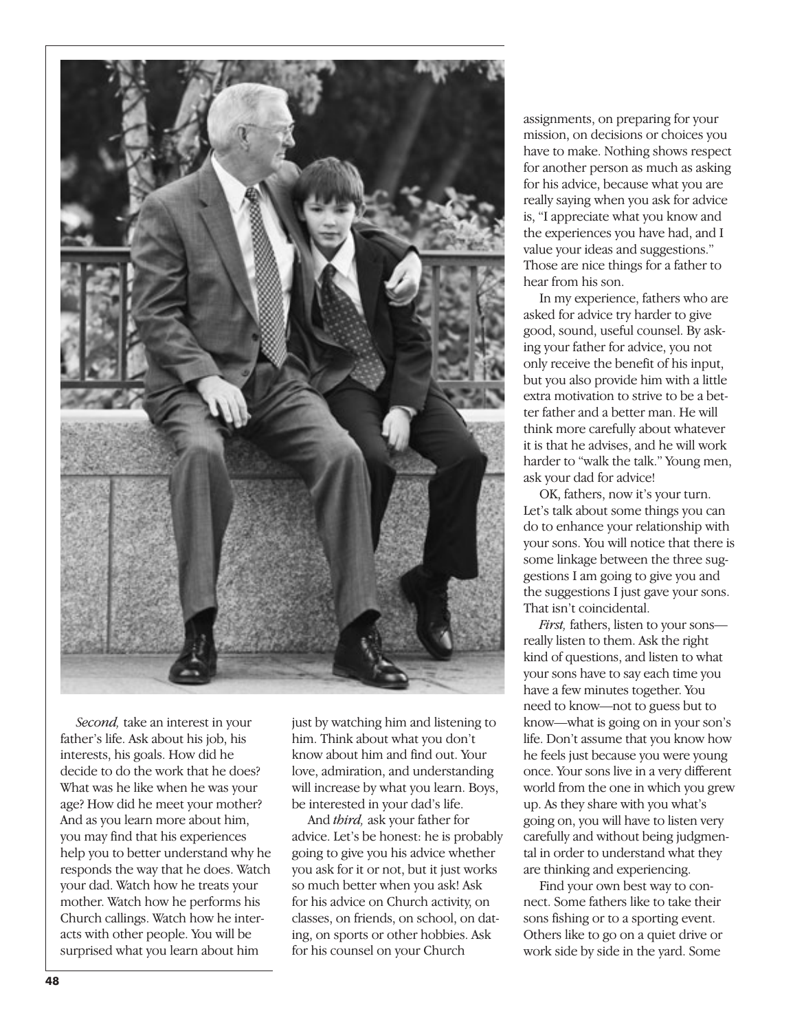*Second,* take an interest in your father's life. Ask about his job, his interests, his goals. How did he decide to do the work that he does? What was he like when he was your age? How did he meet your mother? And as you learn more about him, you may find that his experiences help you to better understand why he responds the way that he does. Watch your dad. Watch how he treats your mother. Watch how he performs his Church callings. Watch how he interacts with other people. You will be surprised what you learn about him just by watching him and listening to him. Think about what you don't know about him and find out. Your love, admiration, and understanding will increase by what you learn. Boys, be interested in your dad's life.

And *third,* ask your father for advice. Let's be honest: he is probably going to give you his advice whether you ask for it or not, but it just works so much better when you ask! Ask for his advice on Church activity, on classes, on friends, on school, on dating, on sports or other hobbies. Ask for his counsel on your Church assignments, on preparing for your mission, on decisions or choices you have to make. Nothing shows respect for another person as much as asking for his advice, because what you are really saying when you ask for advice is, "I appreciate what you know and the experiences you have had, and I value your ideas and suggestions." Those are nice things for a father to hear from his son.

In my experience, fathers who are asked for advice try harder to give good, sound, useful counsel. By asking your father for advice, you not only receive the benefit of his input, but you also provide him with a little extra motivation to strive to be a better father and a better man. He will think more carefully about whatever it is that he advises, and he will work harder to "walk the talk." Young men, ask your dad for advice!

OK, fathers, now it's your turn. Let's talk about some things you can do to enhance your relationship with your sons. You will notice that there is some linkage between the three suggestions I am going to give you and the suggestions I just gave your sons. That isn't coincidental.

*First,* fathers, listen to your sons—really listen to them. Ask the right kind of questions, and listen to what your sons have to say each time you have a few minutes together. You need to know—not to guess but to know—what is going on in your son's life. Don't assume that you know how he feels just because you were young once. Your sons live in a very different world from the one in which you grew up. As they share with you what's going on, you will have to listen very carefully and without being judgmental in order to understand what they are thinking and experiencing.

Find your own best way to connect. Some fathers like to take their sons fishing or to a sporting event. Others like to go on a quiet drive or work side by side in the yard. Some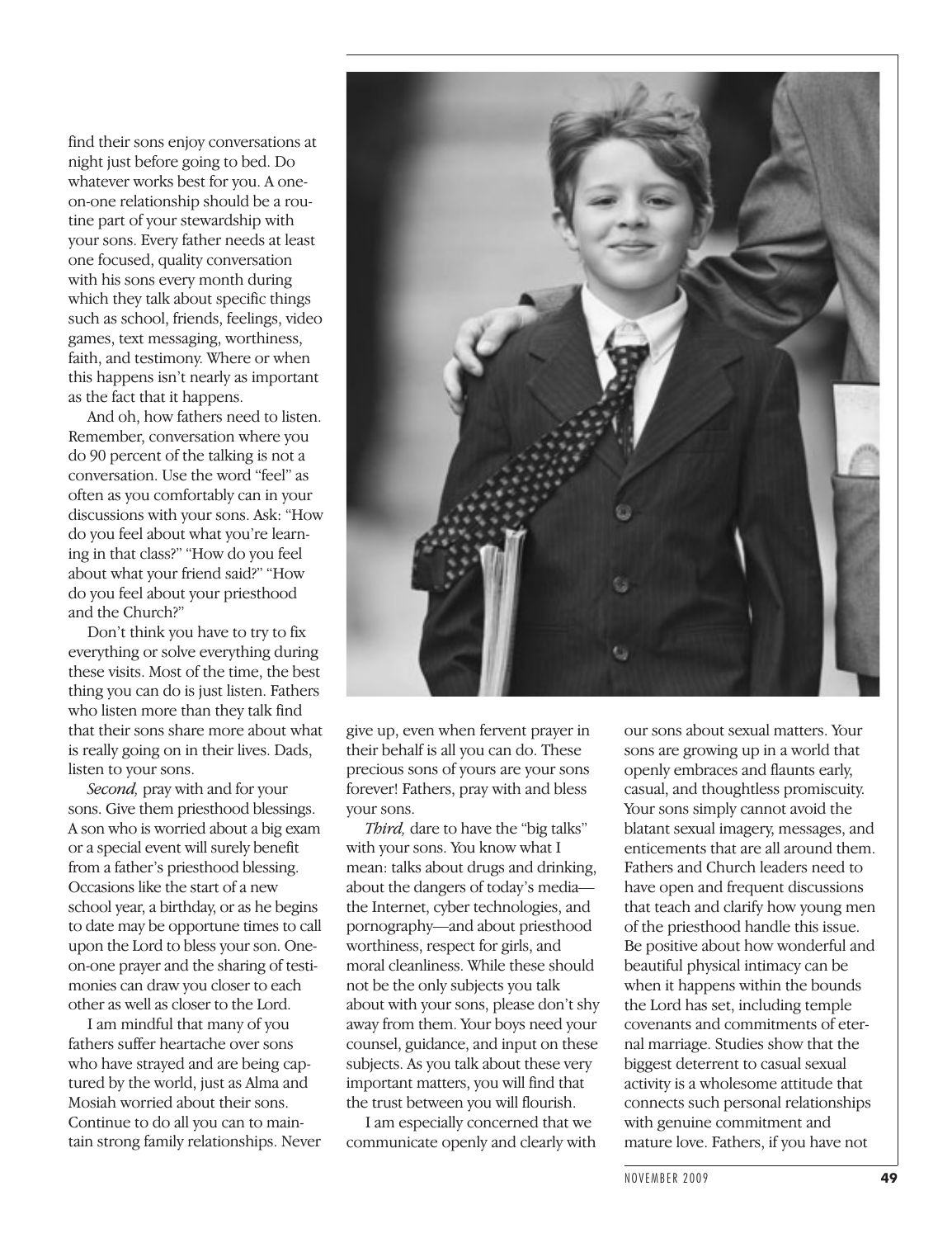find their sons enjoy conversations at night just before going to bed. Do whatever works best for you. A one-on-one relationship should be a routine part of your stewardship with your sons. Every father needs at least one focused, quality conversation with his sons every month during which they talk about specific things such as school, friends, feelings, video games, text messaging, worthiness, faith, and testimony. Where or when this happens isn't nearly as important as the fact that it happens.

And oh, how fathers need to listen. Remember, conversation where you do 90 percent of the talking is not a conversation. Use the word "feel" as often as you comfortably can in your discussions with your sons. Ask: "How do you feel about what you're learning in that class?" "How do you feel about what your friend said?" "How do you feel about your priesthood and the Church?"

Don't think you have to try to fix everything or solve everything during these visits. Most of the time, the best thing you can do is just listen. Fathers who listen more than they talk find that their sons share more about what is really going on in their lives. Dads, listen to your sons.

*Second,* pray with and for your sons. Give them priesthood blessings. A son who is worried about a big exam or a special event will surely benefit from a father's priesthood blessing. Occasions like the start of a new school year, a birthday, or as he begins to date may be opportune times to call upon the Lord to bless your son. One-on-one prayer and the sharing of testimonies can draw you closer to each other as well as closer to the Lord.

I am mindful that many of you fathers suffer heartache over sons who have strayed and are being captured by the world, just as Alma and Mosiah worried about their sons. Continue to do all you can to maintain strong family relationships. Never give up, even when fervent prayer in their behalf is all you can do. These precious sons of yours are your sons forever! Fathers, pray with and bless your sons.

*Third,* dare to have the "big talks" with your sons. You know what I mean: talks about drugs and drinking, about the dangers of today's media—the Internet, cyber technologies, and pornography—and about priesthood worthiness, respect for girls, and moral cleanliness. While these should not be the only subjects you talk about with your sons, please don't shy away from them. Your boys need your counsel, guidance, and input on these subjects. As you talk about these very important matters, you will find that the trust between you will flourish.

I am especially concerned that we communicate openly and clearly with our sons about sexual matters. Your sons are growing up in a world that openly embraces and flaunts early, casual, and thoughtless promiscuity. Your sons simply cannot avoid the blatant sexual imagery, messages, and enticements that are all around them. Fathers and Church leaders need to have open and frequent discussions that teach and clarify how young men of the priesthood handle this issue. Be positive about how wonderful and beautiful physical intimacy can be when it happens within the bounds the Lord has set, including temple covenants and commitments of eternal marriage. Studies show that the biggest deterrent to casual sexual activity is a wholesome attitude that connects such personal relationships with genuine commitment and mature love. Fathers, if you have not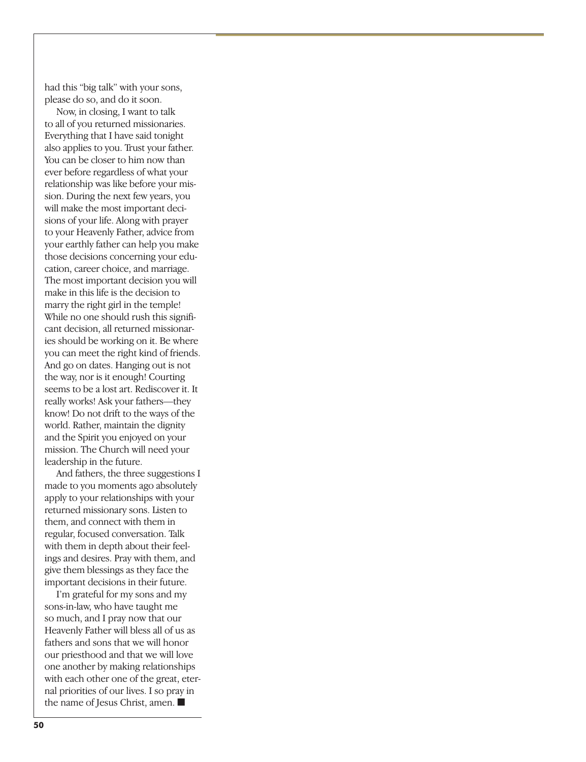had this "big talk" with your sons, please do so, and do it soon.

Now, in closing, I want to talk to all of you returned missionaries. Everything that I have said tonight also applies to you. Trust your father. You can be closer to him now than ever before regardless of what your relationship was like before your mission. During the next few years, you will make the most important decisions of your life. Along with prayer to your Heavenly Father, advice from your earthly father can help you make those decisions concerning your education, career choice, and marriage. The most important decision you will make in this life is the decision to marry the right girl in the temple! While no one should rush this significant decision, all returned missionaries should be working on it. Be where you can meet the right kind of friends. And go on dates. Hanging out is not the way, nor is it enough! Courting seems to be a lost art. Rediscover it. It really works! Ask your fathers—they know! Do not drift to the ways of the world. Rather, maintain the dignity and the Spirit you enjoyed on your mission. The Church will need your leadership in the future.

And fathers, the three suggestions I made to you moments ago absolutely apply to your relationships with your returned missionary sons. Listen to them, and connect with them in regular, focused conversation. Talk with them in depth about their feelings and desires. Pray with them, and give them blessings as they face the important decisions in their future.

I'm grateful for my sons and my sons-in-law, who have taught me so much, and I pray now that our Heavenly Father will bless all of us as fathers and sons that we will honor our priesthood and that we will love one another by making relationships with each other one of the great, eternal priorities of our lives. I so pray in the name of Jesus Christ, amen. ■